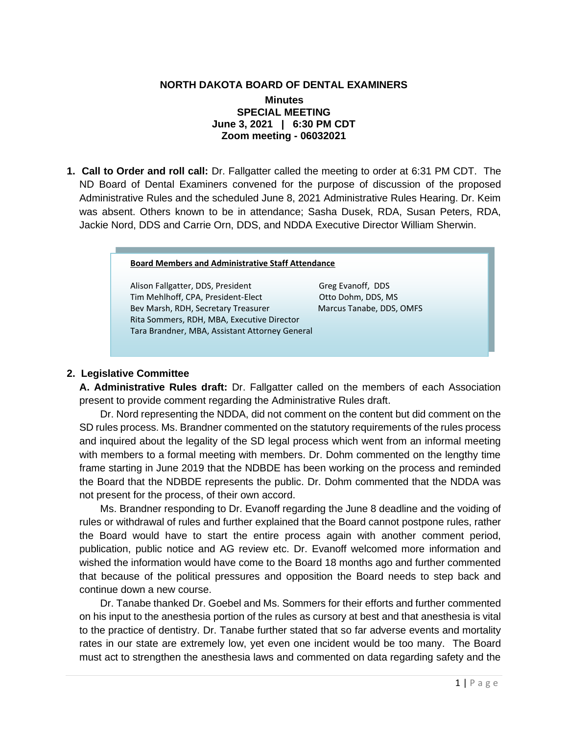# NORTH DAKOTA BOARD OF DENTAL EXAMINERS

**Minutes**
**SPECIAL MEETING**
**June 3, 2021 | 6:30 PM CDT**
**Zoom meeting - 06032021**

1. **Call to Order and roll call:** Dr. Fallgatter called the meeting to order at 6:31 PM CDT. The ND Board of Dental Examiners convened for the purpose of discussion of the proposed Administrative Rules and the scheduled June 8, 2021 Administrative Rules Hearing. Dr. Keim was absent. Others known to be in attendance; Sasha Dusek, RDA, Susan Peters, RDA, Jackie Nord, DDS and Carrie Orn, DDS, and NDDA Executive Director William Sherwin.

**Board Members and Administrative Staff Attendance**

Alison Fallgatter, DDS, President
Tim Mehlhoff, CPA, President-Elect
Bev Marsh, RDH, Secretary Treasurer
Rita Sommers, RDH, MBA, Executive Director
Tara Brandner, MBA, Assistant Attorney General
Greg Evanoff, DDS
Otto Dohm, DDS, MS
Marcus Tanabe, DDS, OMFS

2. **Legislative Committee**

**A. Administrative Rules draft:** Dr. Fallgatter called on the members of each Association present to provide comment regarding the Administrative Rules draft.

Dr. Nord representing the NDDA, did not comment on the content but did comment on the SD rules process. Ms. Brandner commented on the statutory requirements of the rules process and inquired about the legality of the SD legal process which went from an informal meeting with members to a formal meeting with members. Dr. Dohm commented on the lengthy time frame starting in June 2019 that the NDBDE has been working on the process and reminded the Board that the NDBDE represents the public. Dr. Dohm commented that the NDDA was not present for the process, of their own accord.

Ms. Brandner responding to Dr. Evanoff regarding the June 8 deadline and the voiding of rules or withdrawal of rules and further explained that the Board cannot postpone rules, rather the Board would have to start the entire process again with another comment period, publication, public notice and AG review etc. Dr. Evanoff welcomed more information and wished the information would have come to the Board 18 months ago and further commented that because of the political pressures and opposition the Board needs to step back and continue down a new course.

Dr. Tanabe thanked Dr. Goebel and Ms. Sommers for their efforts and further commented on his input to the anesthesia portion of the rules as cursory at best and that anesthesia is vital to the practice of dentistry. Dr. Tanabe further stated that so far adverse events and mortality rates in our state are extremely low, yet even one incident would be too many. The Board must act to strengthen the anesthesia laws and commented on data regarding safety and the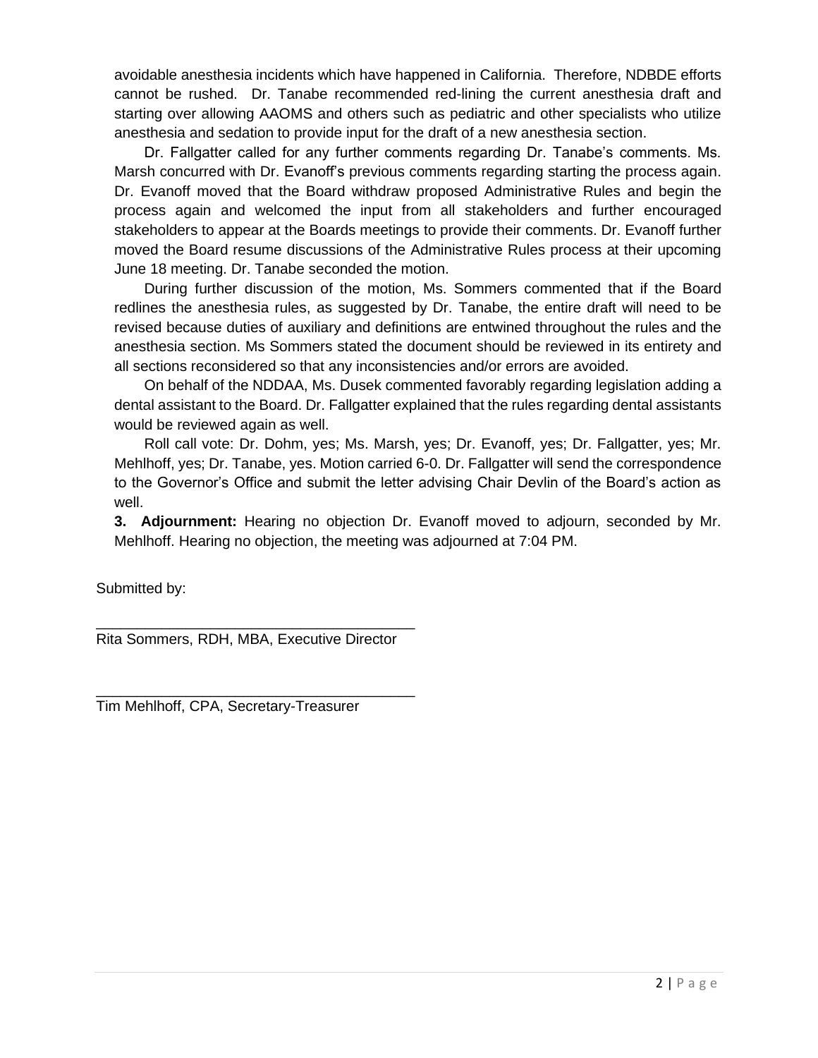avoidable anesthesia incidents which have happened in California. Therefore, NDBDE efforts cannot be rushed. Dr. Tanabe recommended red-lining the current anesthesia draft and starting over allowing AAOMS and others such as pediatric and other specialists who utilize anesthesia and sedation to provide input for the draft of a new anesthesia section.

Dr. Fallgatter called for any further comments regarding Dr. Tanabe's comments. Ms. Marsh concurred with Dr. Evanoff's previous comments regarding starting the process again. Dr. Evanoff moved that the Board withdraw proposed Administrative Rules and begin the process again and welcomed the input from all stakeholders and further encouraged stakeholders to appear at the Boards meetings to provide their comments. Dr. Evanoff further moved the Board resume discussions of the Administrative Rules process at their upcoming June 18 meeting. Dr. Tanabe seconded the motion.

During further discussion of the motion, Ms. Sommers commented that if the Board redlines the anesthesia rules, as suggested by Dr. Tanabe, the entire draft will need to be revised because duties of auxiliary and definitions are entwined throughout the rules and the anesthesia section. Ms Sommers stated the document should be reviewed in its entirety and all sections reconsidered so that any inconsistencies and/or errors are avoided.

On behalf of the NDDAA, Ms. Dusek commented favorably regarding legislation adding a dental assistant to the Board. Dr. Fallgatter explained that the rules regarding dental assistants would be reviewed again as well.

Roll call vote: Dr. Dohm, yes; Ms. Marsh, yes; Dr. Evanoff, yes; Dr. Fallgatter, yes; Mr. Mehlhoff, yes; Dr. Tanabe, yes. Motion carried 6-0. Dr. Fallgatter will send the correspondence to the Governor's Office and submit the letter advising Chair Devlin of the Board's action as well.

**3. Adjournment:** Hearing no objection Dr. Evanoff moved to adjourn, seconded by Mr. Mehlhoff. Hearing no objection, the meeting was adjourned at 7:04 PM.

Submitted by:

\_\_\_\_\_\_\_\_\_\_\_\_\_\_\_\_\_\_\_\_\_\_\_\_\_\_\_\_\_\_\_\_\_\_\_\_\_\_\_\_
Rita Sommers, RDH, MBA, Executive Director

\_\_\_\_\_\_\_\_\_\_\_\_\_\_\_\_\_\_\_\_\_\_\_\_\_\_\_\_\_\_\_\_\_\_\_\_\_\_\_\_
Tim Mehlhoff, CPA, Secretary-Treasurer